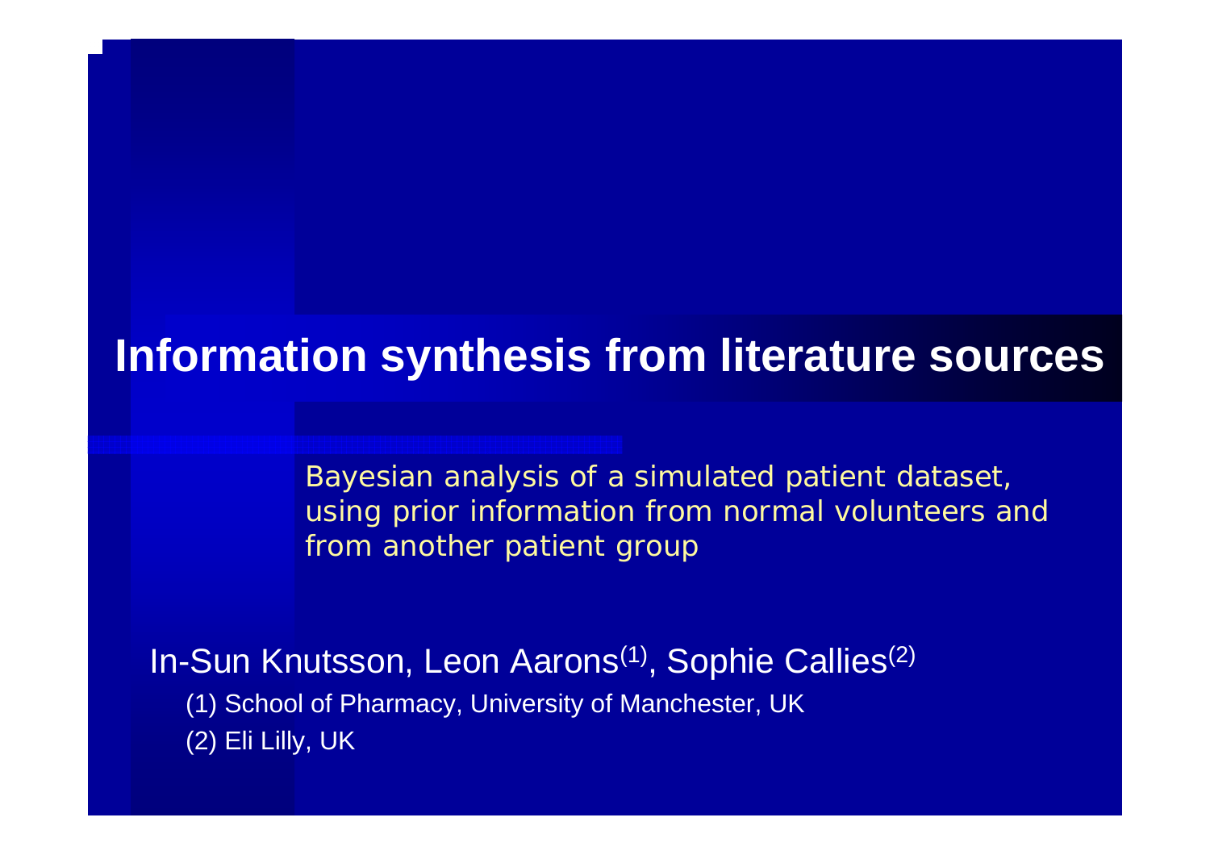# Information synthesis from literature sources

Bayesian analysis of a simulated patient dataset, using prior information from normal volunteers and from another patient group

In-Sun Knutsson, Leon Aarons[(1)], Sophie Callies[(2)]

(1) School of Pharmacy, University of Manchester, UK

(2) Eli Lilly, UK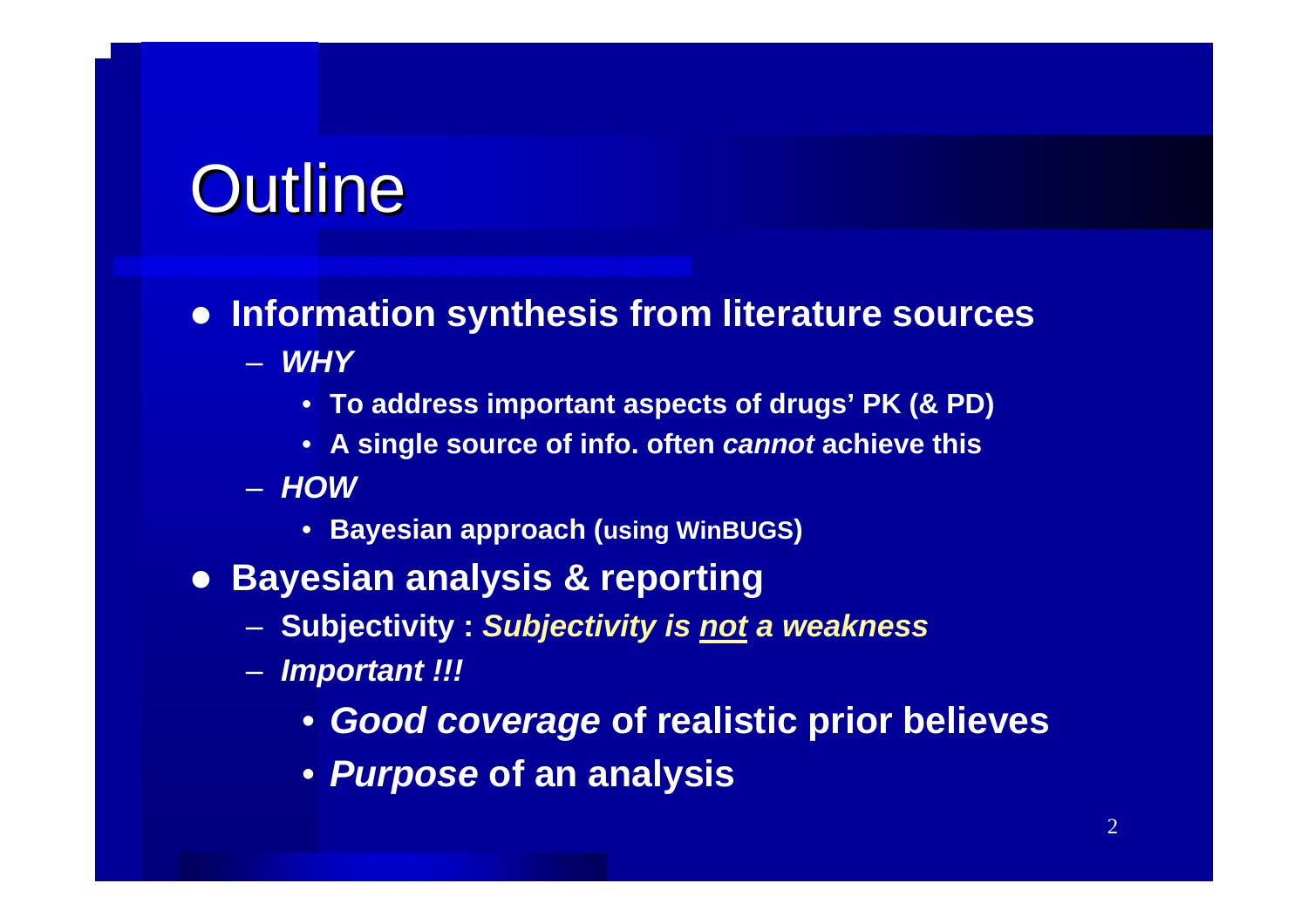# Outline

- **Information synthesis from literature sources**
  - ***WHY***
    - **To address important aspects of drugs' PK (& PD)**
    - **A single source of info. often *cannot* achieve this**
  - ***HOW***
    - **Bayesian approach (using WinBUGS)**
- **Bayesian analysis & reporting**
  - **Subjectivity : *Subjectivity is <u>not</u> a weakness***
  - ***Important !!!***
    - ***Good coverage* of realistic prior believes**
    - ***Purpose* of an analysis**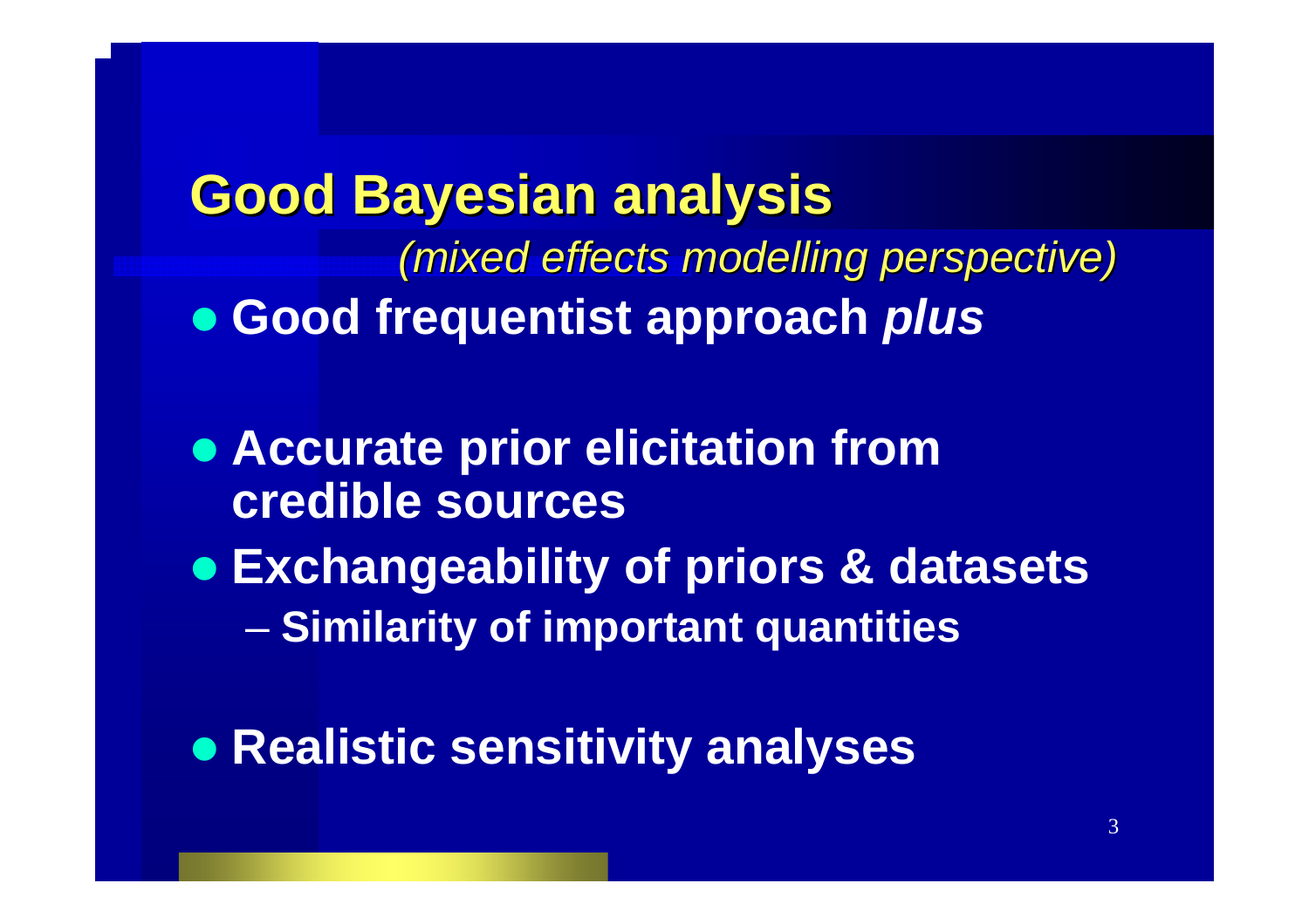## Good Bayesian analysis

*(mixed effects modelling perspective)*

- **Good frequentist approach *plus***
- **Accurate prior elicitation from credible sources**
- **Exchangeability of priors & datasets**
  - **Similarity of important quantities**
- **Realistic sensitivity analyses**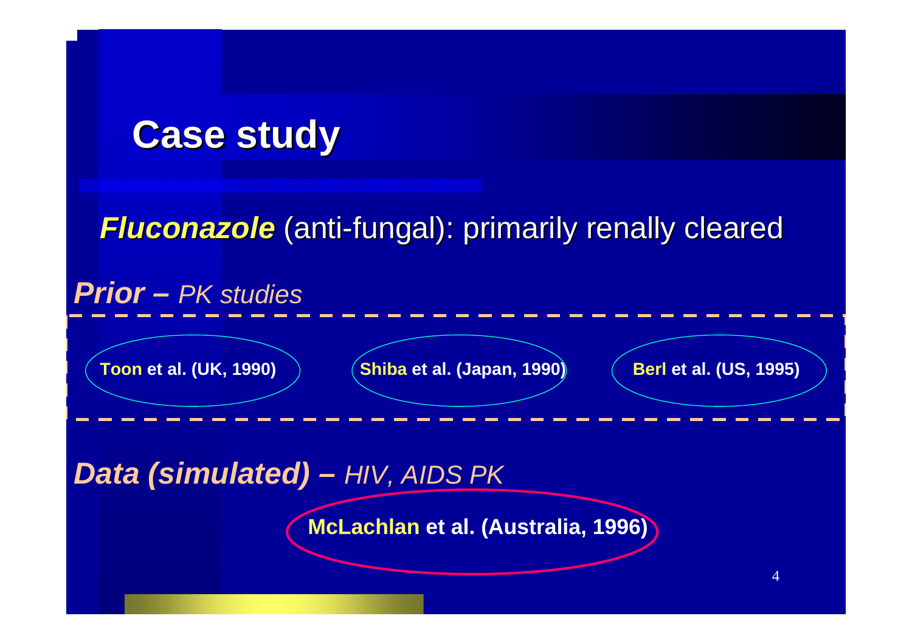# Case study

***Fluconazole*** (anti-fungal): primarily renally cleared

***Prior*** – *PK studies*

- **Toon et al. (UK, 1990)**
- **Shiba et al. (Japan, 1990)**
- **Berl et al. (US, 1995)**

***Data (simulated)*** – *HIV, AIDS PK*

- **McLachlan et al. (Australia, 1996)**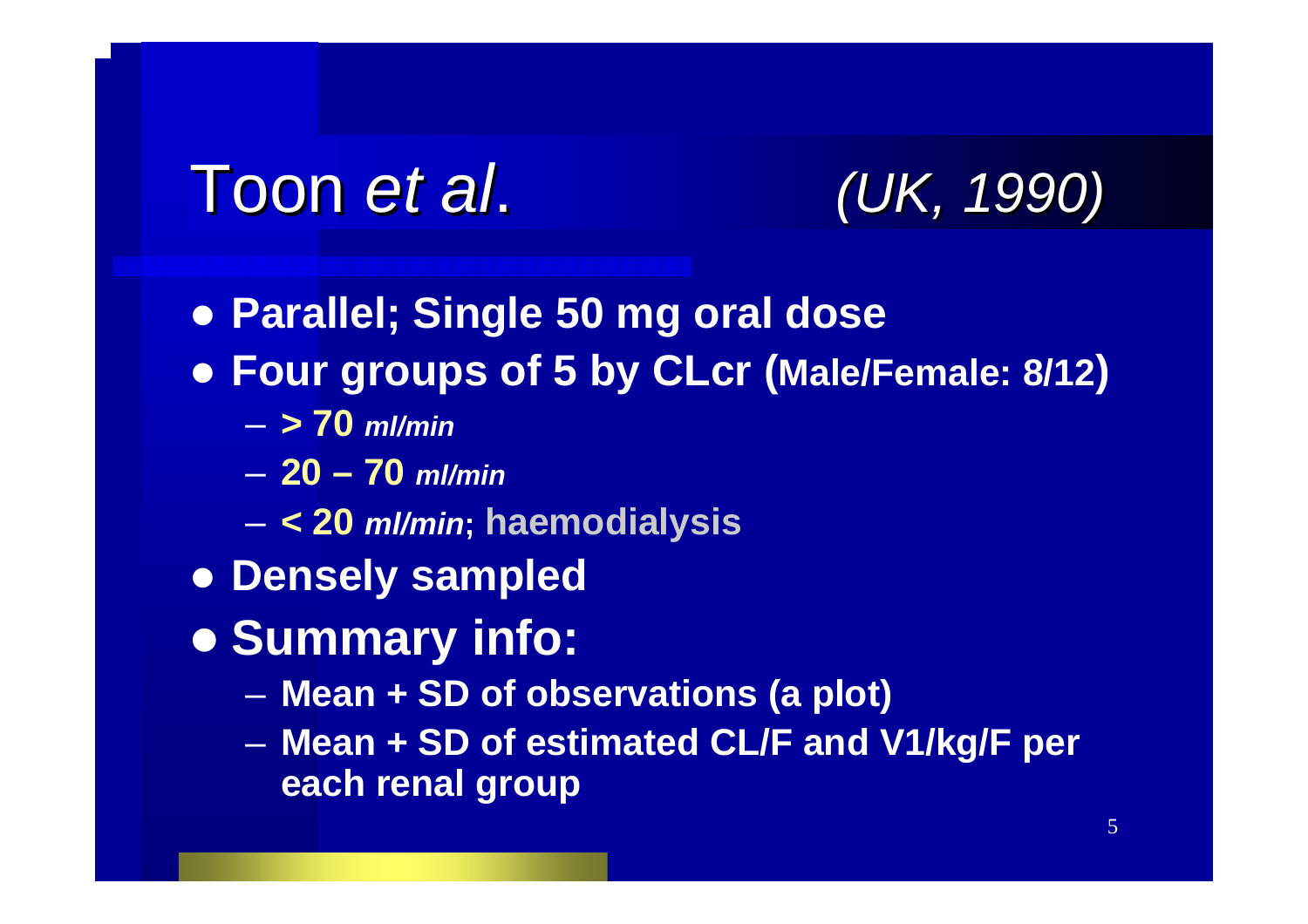# Toon *et al*. *(UK, 1990)*

- **Parallel; Single 50 mg oral dose**
- **Four groups of 5 by CLcr (Male/Female: 8/12)**
  - **> 70** ***ml/min***
  - **20 – 70** ***ml/min***
  - **< 20** ***ml/min*****; haemodialysis**
- **Densely sampled**
- **Summary info:**
  - **Mean + SD of observations (a plot)**
  - **Mean + SD of estimated CL/F and V1/kg/F per each renal group**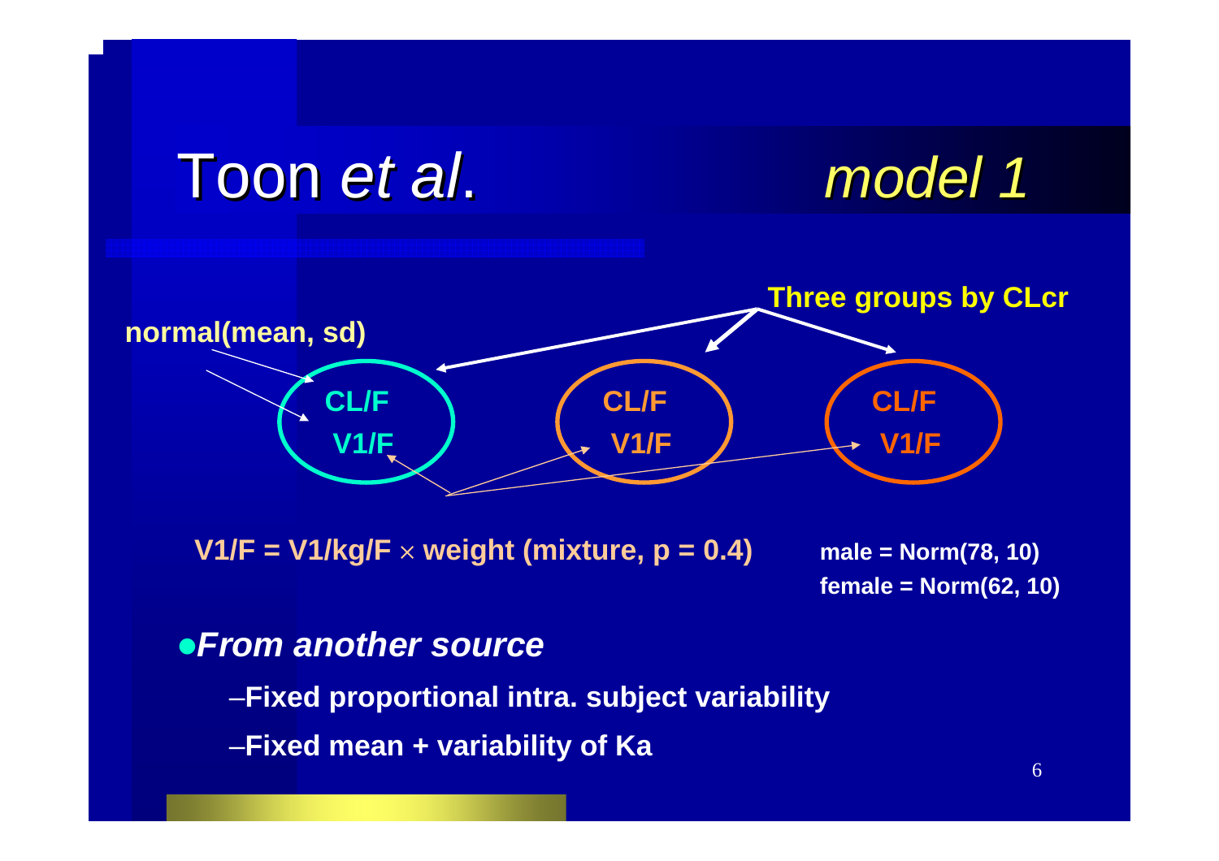# Toon *et al*. *model 1*

Three groups by CLcr

normal(mean, sd)

CL/F V1/F

CL/F V1/F

CL/F V1/F

V1/F = V1/kg/F × weight (mixture, p = 0.4)

male = Norm(78, 10)
female = Norm(62, 10)

- ***From another source***
  - Fixed proportional intra. subject variability
  - Fixed mean + variability of Ka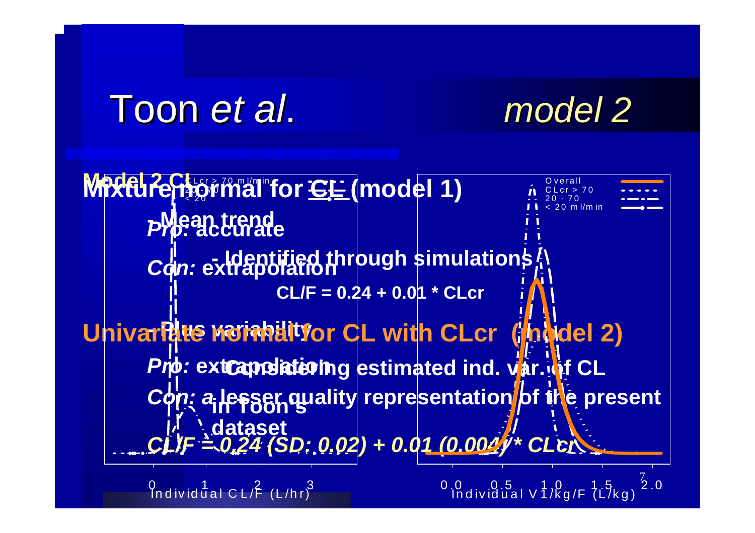# Toon *et al.* — *model 2*

**Model 2 CL**

**Mixture normal for CL (model 1)**

- **Mean trend**
  - **Identified through simulations**
  - **CL/F = 0.24 + 0.01 * CLcr**
- **Plus variability**
  - **Considering estimated ind. var. of CL in Toon's dataset**

*Pro:* **accurate**

*Con:* **extrapolation**

**Univariate normal for CL with CLcr (model 2)**

*Pro:* **extrapolation**

*Con:* **a lesser quality representation of the present**

***CL/F = 0.24 (SD: 0.02) + 0.01 (0.004) * CLcr***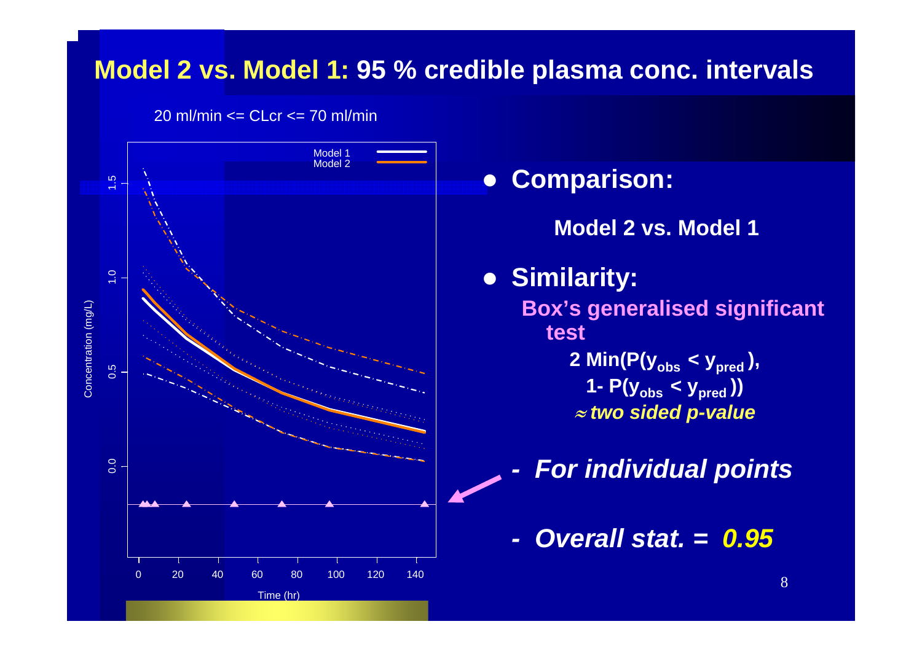# Model 2 vs. Model 1: 95 % credible plasma conc. intervals

20 ml/min <= CLcr <= 70 ml/min

- **Comparison:**

  **Model 2 vs. Model 1**

- **Similarity:**

  **Box's generalised significant test**

  $$2 \min(P(y_{obs} < y_{pred}), 1 - P(y_{obs} < y_{pred}))$$

  ***≈ two sided p-value***

  - ***For individual points***

  - ***Overall stat. = 0.95***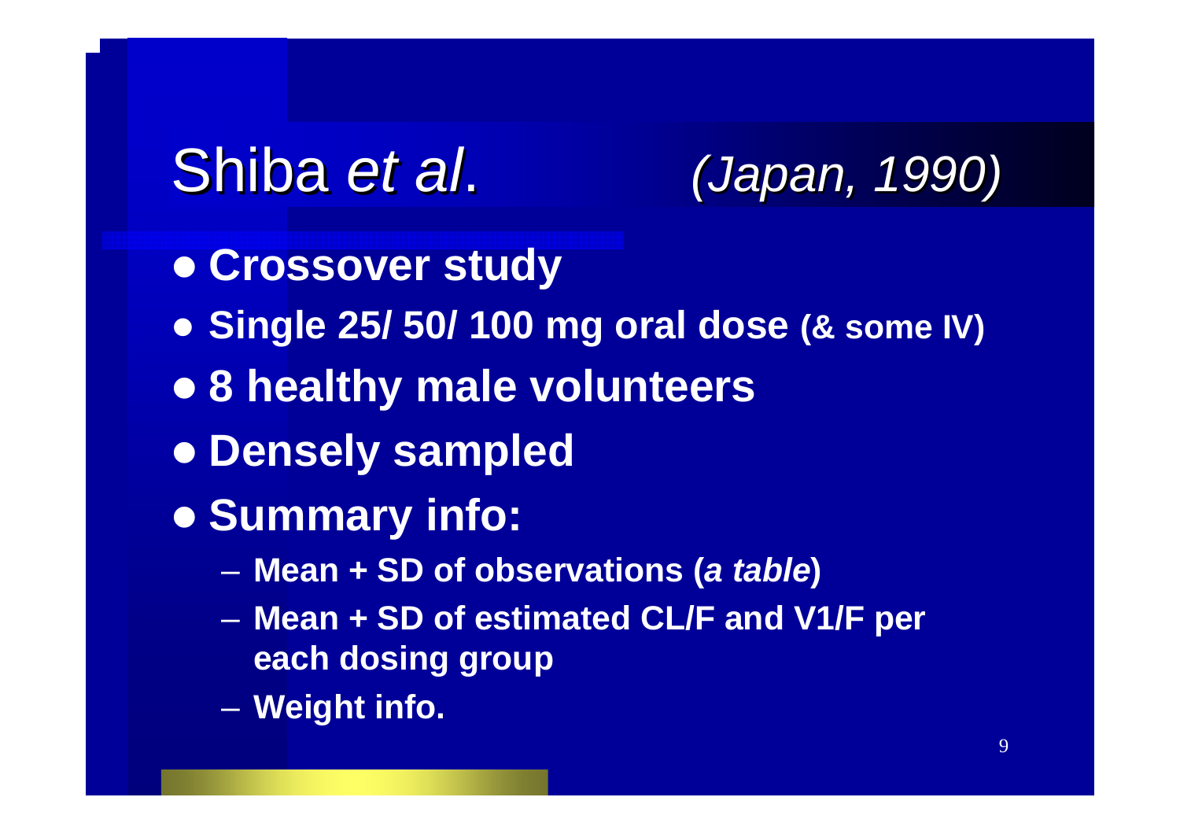# Shiba *et al*. *(Japan, 1990)*

- **Crossover study**
- **Single 25/ 50/ 100 mg oral dose (& some IV)**
- **8 healthy male volunteers**
- **Densely sampled**
- **Summary info:**
  - **Mean + SD of observations (*a table*)**
  - **Mean + SD of estimated CL/F and V1/F per each dosing group**
  - **Weight info.**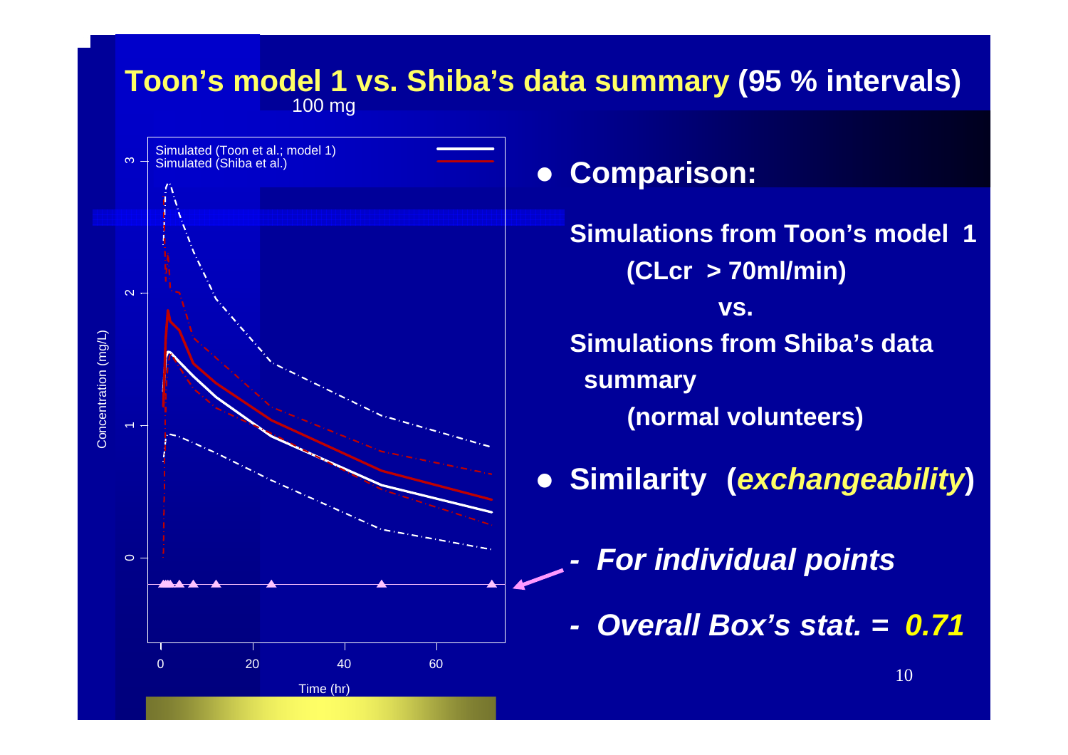# Toon's model 1 vs. Shiba's data summary (95 % intervals)

100 mg

Simulated (Toon et al.; model 1)
Simulated (Shiba et al.)

Concentration (mg/L)

Time (hr)

- **Comparison:**

  **Simulations from Toon's model 1 (CLcr > 70ml/min)**

  **vs.**

  **Simulations from Shiba's data summary (normal volunteers)**

- **Similarity (*exchangeability*)**

  ***- For individual points***

  ***- Overall Box's stat. = 0.71***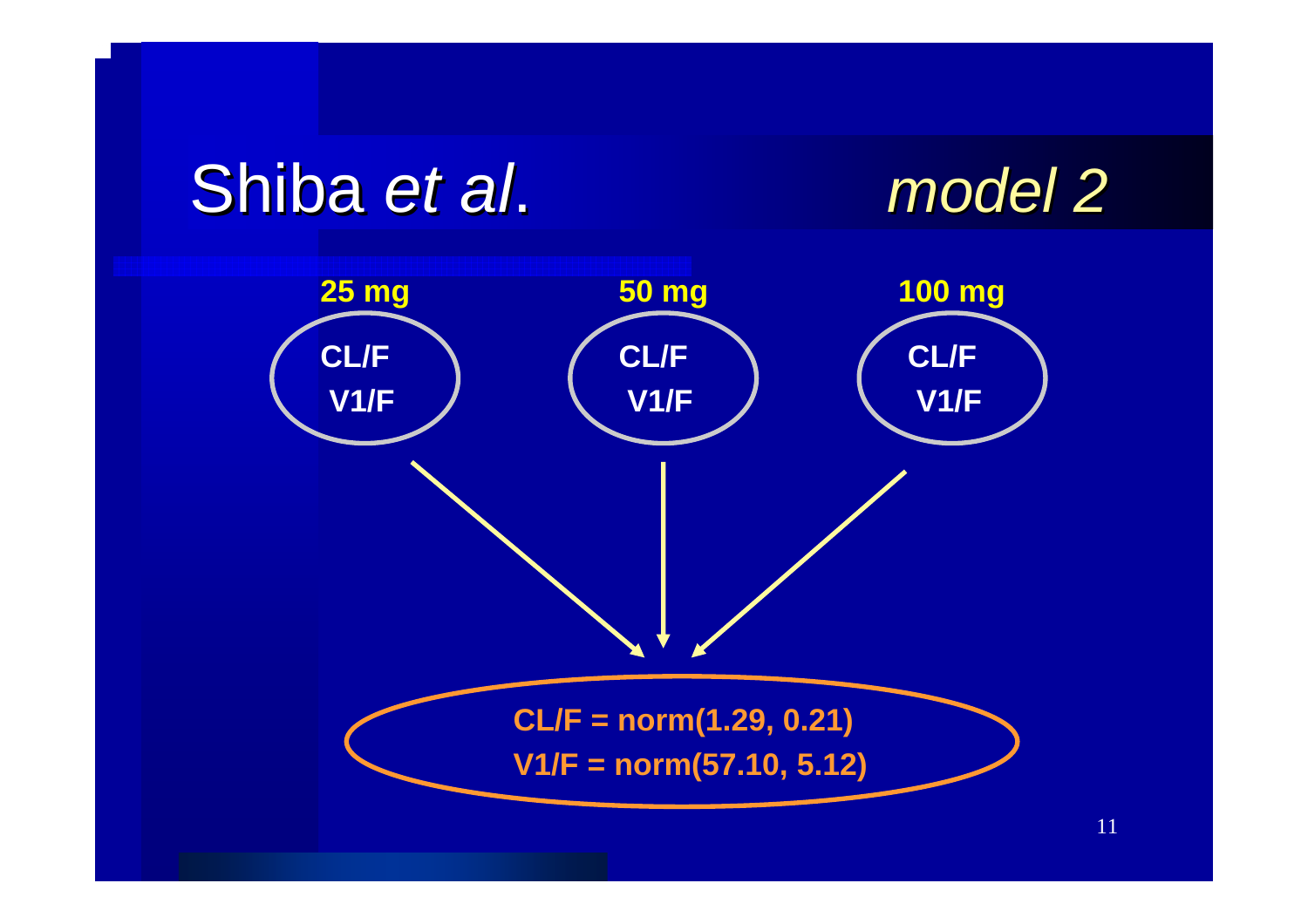# Shiba *et al*. *model 2*

**25 mg**

**CL/F**

**V1/F**

**50 mg**

**CL/F**

**V1/F**

**100 mg**

**CL/F**

**V1/F**

**CL/F = norm(1.29, 0.21)**

**V1/F = norm(57.10, 5.12)**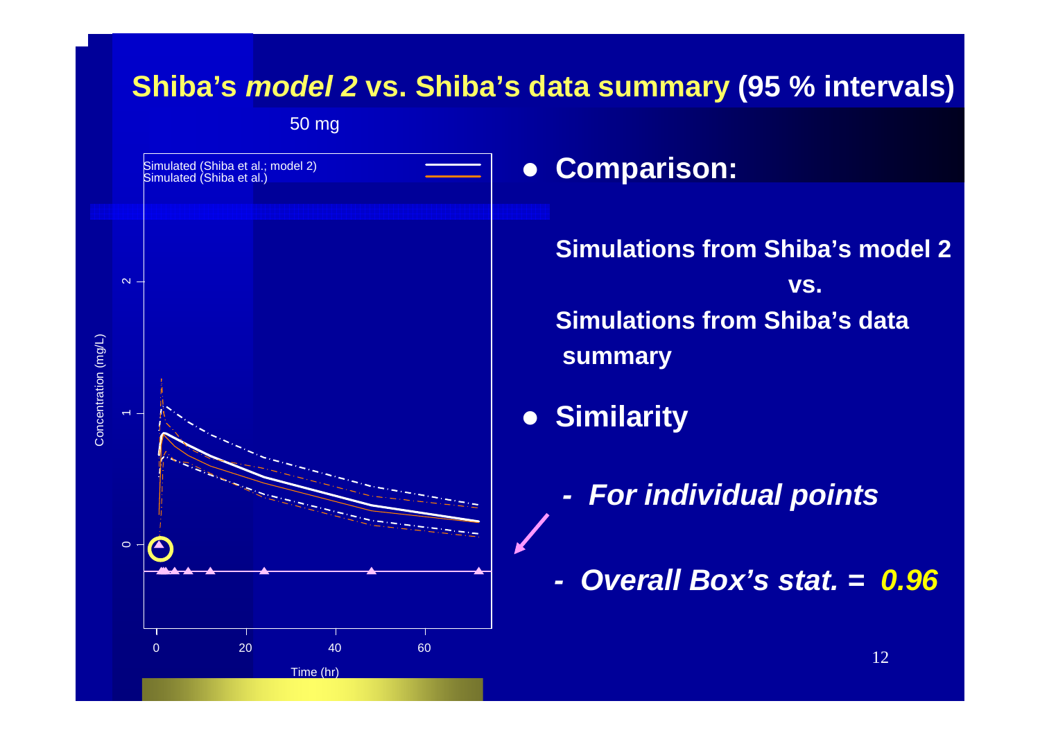# Shiba's *model 2* vs. Shiba's data summary (95 % intervals)

50 mg

Simulated (Shiba et al.; model 2)
Simulated (Shiba et al.)

Concentration (mg/L)

Time (hr)

- **Comparison:**

  **Simulations from Shiba's model 2**

  **vs.**

  **Simulations from Shiba's data summary**

- **Similarity**

  - ***For individual points***

  - ***Overall Box's stat. = 0.96***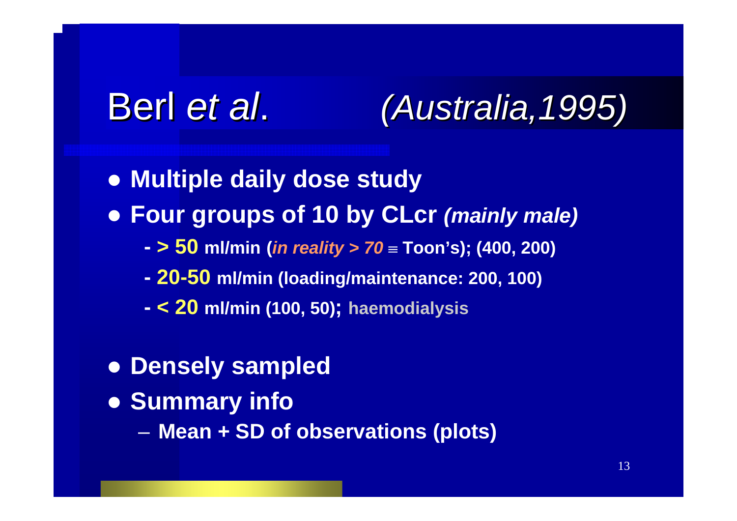# Berl *et al*. *(Australia,1995)*

- **Multiple daily dose study**
- **Four groups of 10 by CLcr *(mainly male)***
  - **> 50 ml/min (*in reality > 70* ≡ Toon's); (400, 200)**
  - **20-50 ml/min (loading/maintenance: 200, 100)**
  - **< 20 ml/min (100, 50); haemodialysis**
- **Densely sampled**
- **Summary info**
  - **Mean + SD of observations (plots)**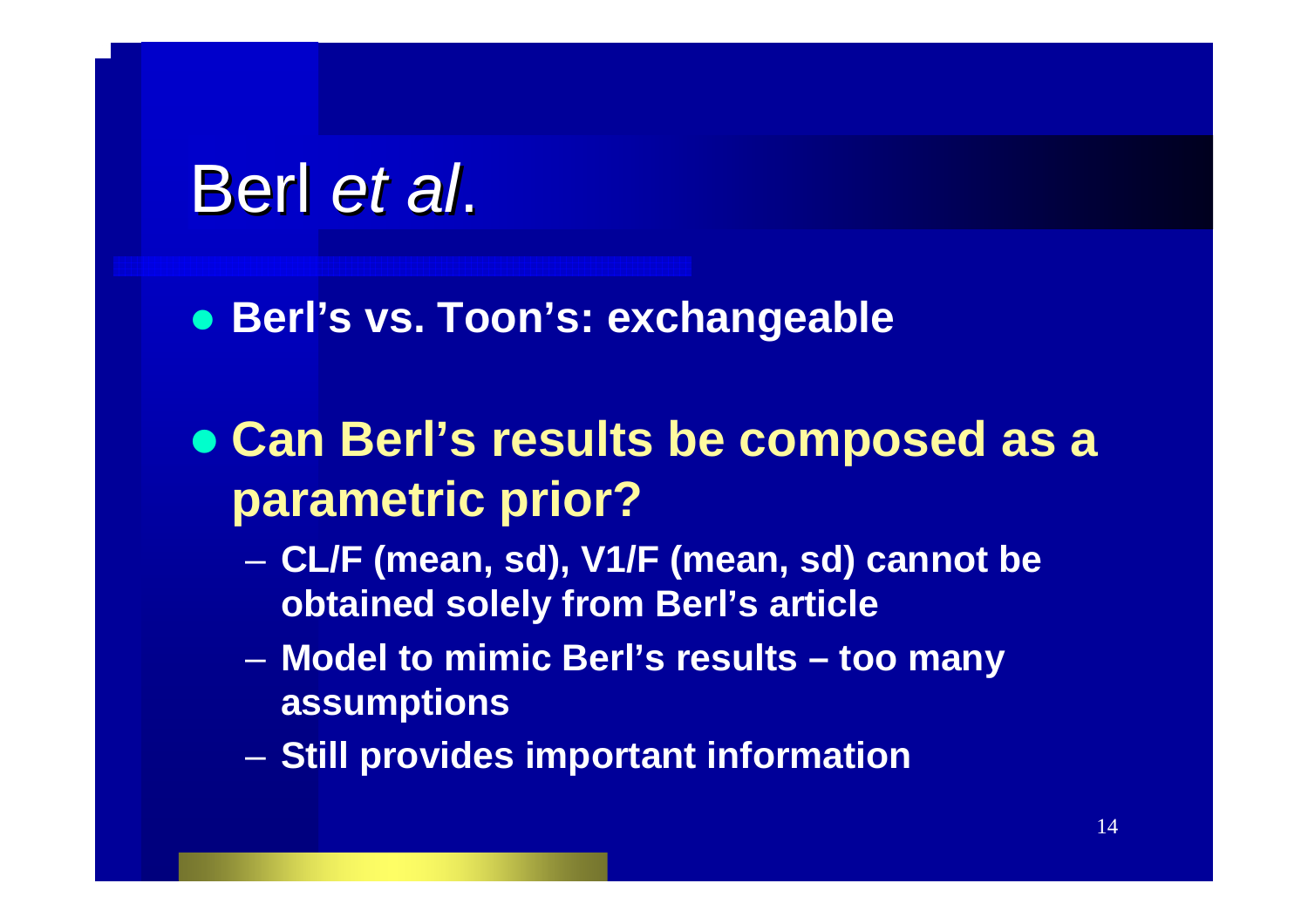# Berl *et al*.

- **Berl's vs. Toon's: exchangeable**

- **Can Berl's results be composed as a parametric prior?**
  - **CL/F (mean, sd), V1/F (mean, sd) cannot be obtained solely from Berl's article**
  - **Model to mimic Berl's results – too many assumptions**
  - **Still provides important information**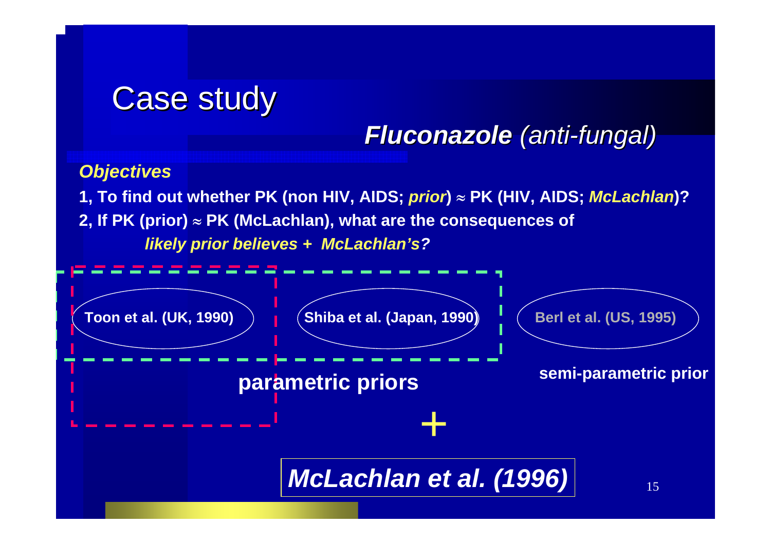# Case study

## ***Fluconazole*** *(anti-fungal)*

***Objectives***

**1, To find out whether PK (non HIV, AIDS; *prior*) ≈ PK (HIV, AIDS; *McLachlan*)?**

**2, If PK (prior) ≈ PK (McLachlan), what are the consequences of**

***likely prior believes + McLachlan's?***

**Toon et al. (UK, 1990)**

**Shiba et al. (Japan, 1990)**

**Berl et al. (US, 1995)**

**parametric priors**

**semi-parametric prior**

**+**

***McLachlan et al. (1996)***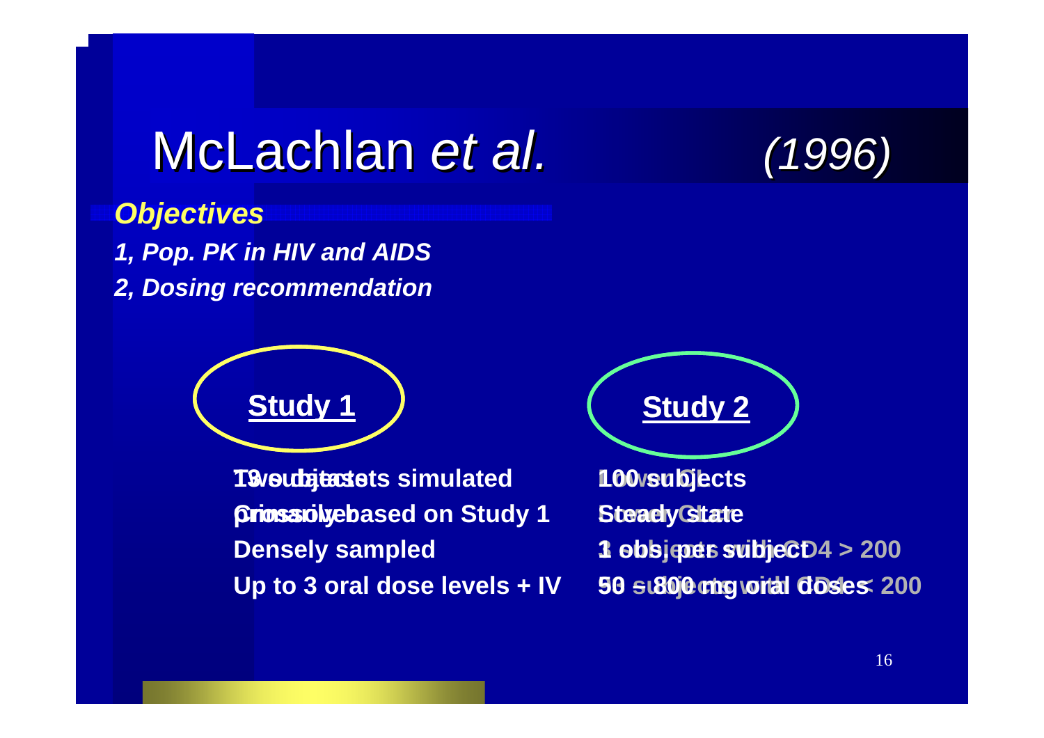# McLachlan *et al.* *(1996)*

***Objectives***

***1, Pop. PK in HIV and AIDS***

***2, Dosing recommendation***

**Study 1**

**19 subjects**

**Crossover**

**Densely sampled**

**Up to 3 oral dose levels + IV**

**Two datasets simulated**

**primarily based on Study 1**

**Study 2**

**100 subjects**

**Steady State**

**1 obs. per subject**

**50 – 800 mg oral doses**

**subjects with CD4 > 200**

**subjects with CD4 < 200**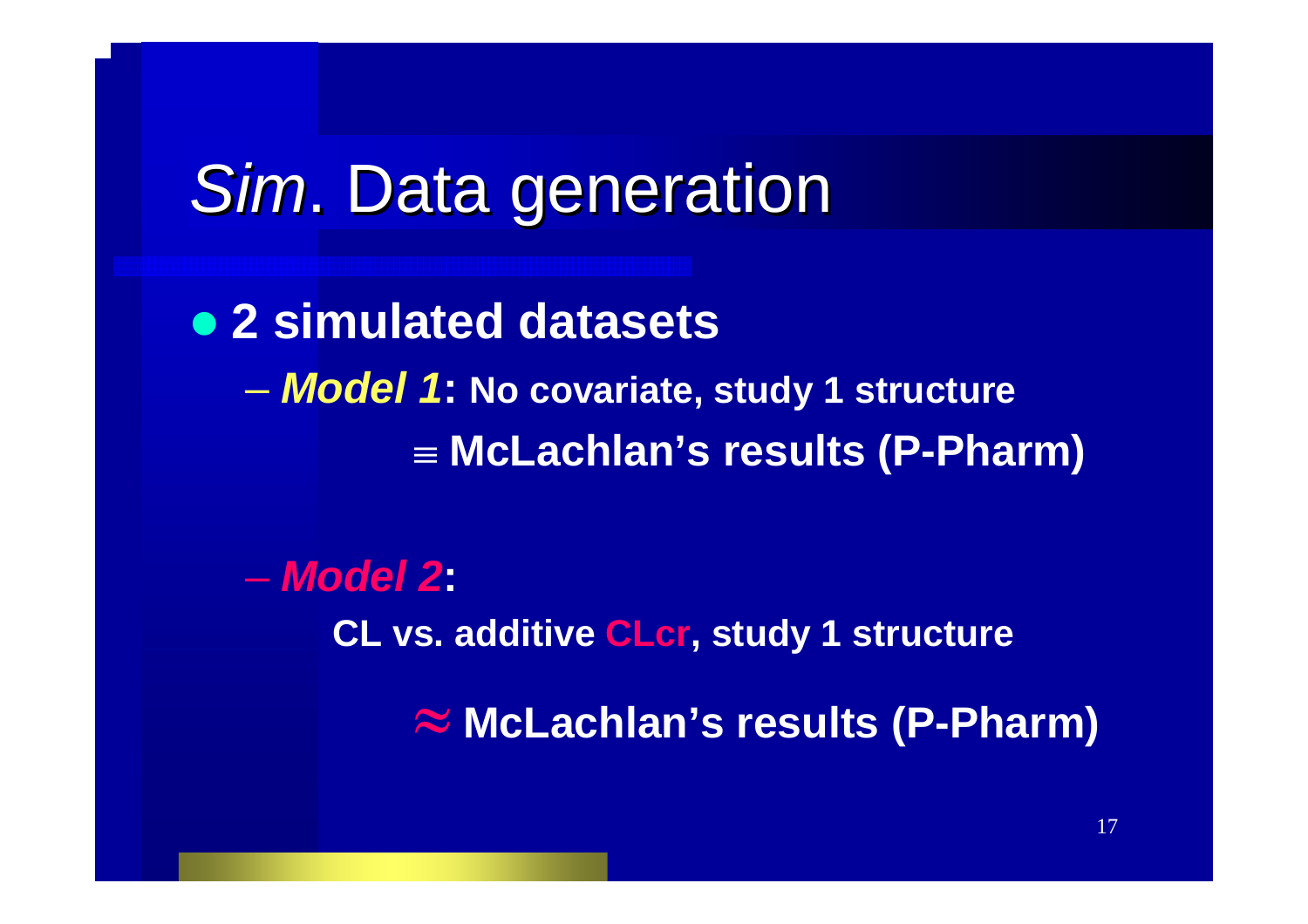# *Sim*. Data generation

- **2 simulated datasets**
  - ***Model 1*: No covariate, study 1 structure**

    **$\equiv$ McLachlan's results (P-Pharm)**

  - ***Model 2*:**

    **CL vs. additive CLcr, study 1 structure**

    **$\approx$ McLachlan's results (P-Pharm)**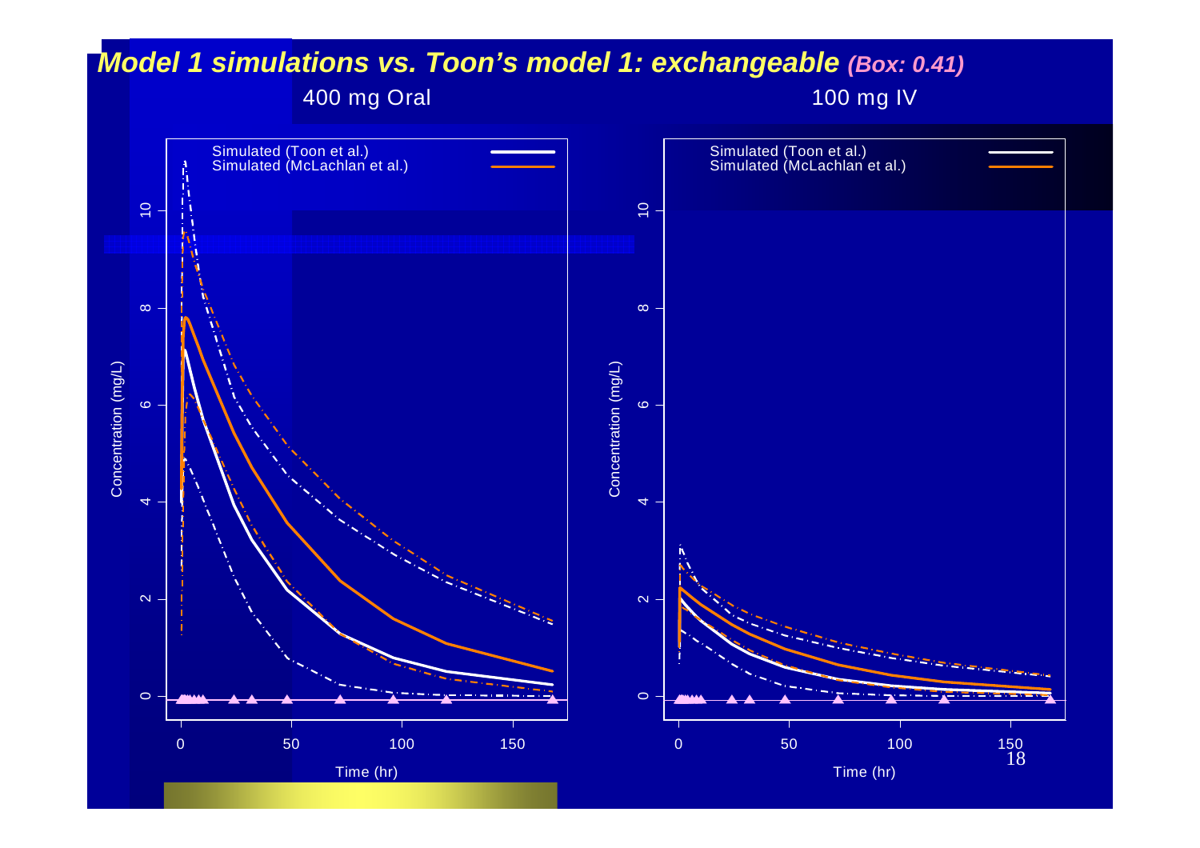# *Model 1 simulations vs. Toon's model 1: exchangeable* *(Box: 0.41)*

400 mg Oral

100 mg IV

Simulated (Toon et al.)
Simulated (McLachlan et al.)

Concentration (mg/L)

Time (hr)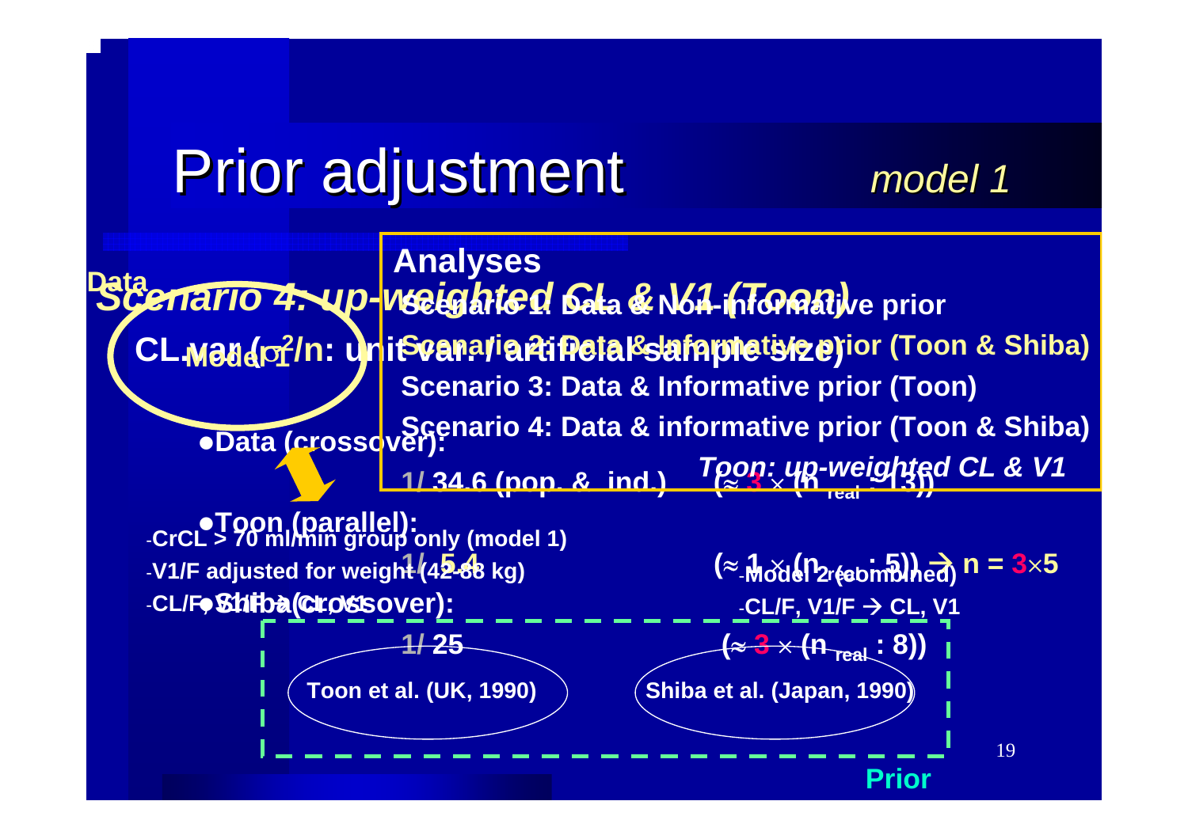# Prior adjustment

*model 1*

**Analyses**

- **Scenario 1: Data & Non-informative prior**
- **Scenario 2: Data & Informative prior (Toon & Shiba)**
- **Scenario 3: Data & Informative prior (Toon)**
- **Scenario 4: Data & informative prior (Toon & Shiba)**

*Toon: up-weighted CL & V1*

**Data**

***Scenario 4: up-weighted CL & V1 (Toon)***

**CL var ($\sigma^2$/n: unit var. / artificial sample size)**

**Model 1**

- **Data (crossover):**
  - **1/ 34.6 (pop. & ind.)** **($\approx$ 3 $\times$ ($n_{real}$ : 13))**
- **Toon (parallel):**
  - **1/ 5.4** **($\approx$ 1 $\times$ ($n_{real}$ : 5)) → n = 3$\times$5**
- **Shiba (crossover):**
  - **1/ 25** **($\approx$ 3 $\times$ ($n_{real}$ : 8))**

-**CrCL > 70 ml/min group only (model 1)**
-**V1/F adjusted for weight (42-88 kg)**
-**CL/F, V1/F → CL, V1**

-**Model 2 (combined)**
-**CL/F, V1/F → CL, V1**

**Toon et al. (UK, 1990)**

**Shiba et al. (Japan, 1990)**

**Prior**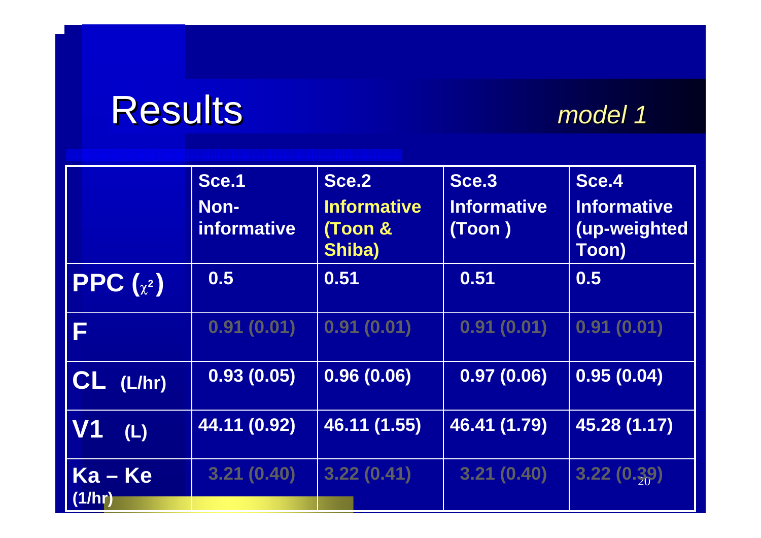# Results

*model 1*

| | Sce.1 Non-informative | Sce.2 Informative (Toon & Shiba) | Sce.3 Informative (Toon ) | Sce.4 Informative (up-weighted Toon) |
|---|---|---|---|---|
| **PPC ($\chi^2$)** | 0.5 | 0.51 | 0.51 | 0.5 |
| **F** | 0.91 (0.01) | 0.91 (0.01) | 0.91 (0.01) | 0.91 (0.01) |
| **CL (L/hr)** | 0.93 (0.05) | 0.96 (0.06) | 0.97 (0.06) | 0.95 (0.04) |
| **V1 (L)** | 44.11 (0.92) | 46.11 (1.55) | 46.41 (1.79) | 45.28 (1.17) |
| **Ka – Ke (1/hr)** | 3.21 (0.40) | 3.22 (0.41) | 3.21 (0.40) | 3.22 (0.39) |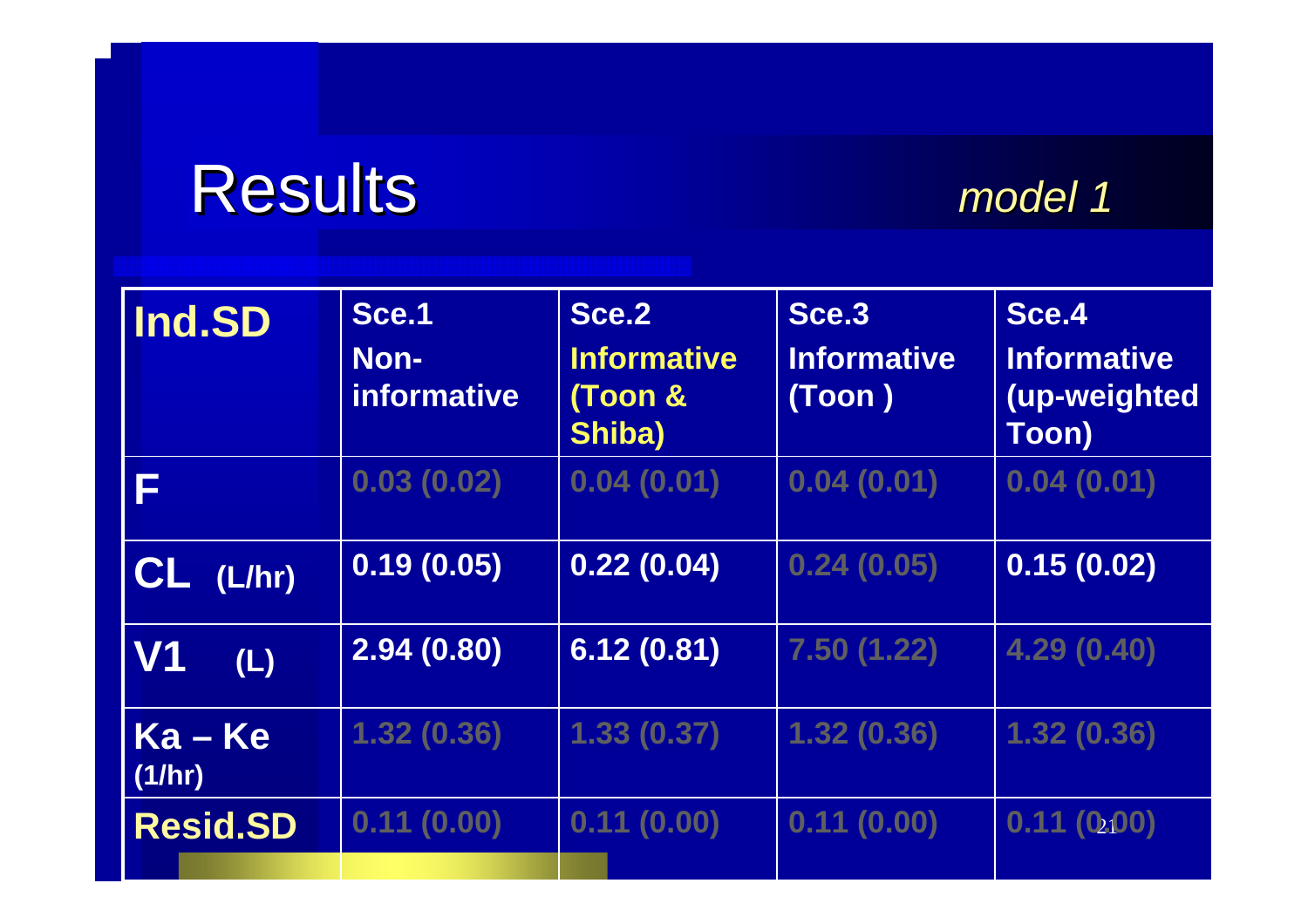# Results

*model 1*

| Ind.SD | Sce.1 Non-informative | Sce.2 Informative (Toon & Shiba) | Sce.3 Informative (Toon ) | Sce.4 Informative (up-weighted Toon) |
|---|---|---|---|---|
| F | 0.03 (0.02) | 0.04 (0.01) | 0.04 (0.01) | 0.04 (0.01) |
| CL (L/hr) | 0.19 (0.05) | 0.22 (0.04) | 0.24 (0.05) | 0.15 (0.02) |
| V1 (L) | 2.94 (0.80) | 6.12 (0.81) | 7.50 (1.22) | 4.29 (0.40) |
| Ka – Ke (1/hr) | 1.32 (0.36) | 1.33 (0.37) | 1.32 (0.36) | 1.32 (0.36) |
| Resid.SD | 0.11 (0.00) | 0.11 (0.00) | 0.11 (0.00) | 0.11 (0.00) |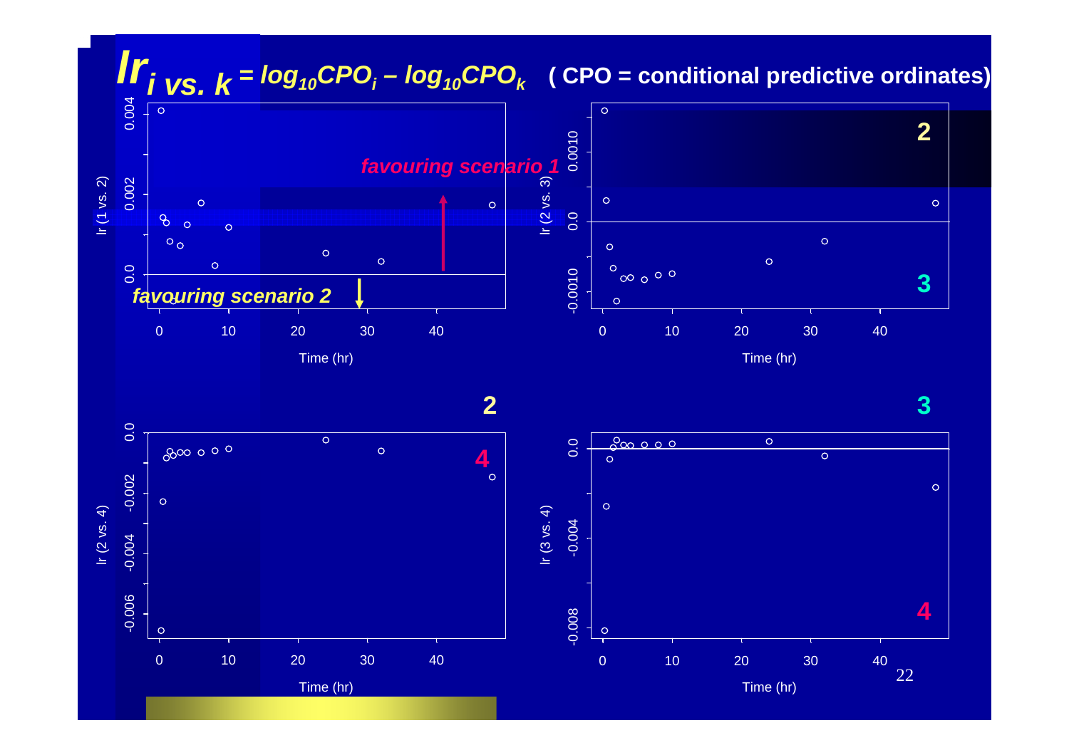# $lr_{i \text{ vs. } k} = \log_{10} CPO_i - \log_{10} CPO_k$ ( CPO = conditional predictive ordinates)

*favouring scenario 1*

*favouring scenario 2*

lr (1 vs. 2)

lr (2 vs. 3)

lr (2 vs. 4)

lr (3 vs. 4)

Time (hr)

2

3

4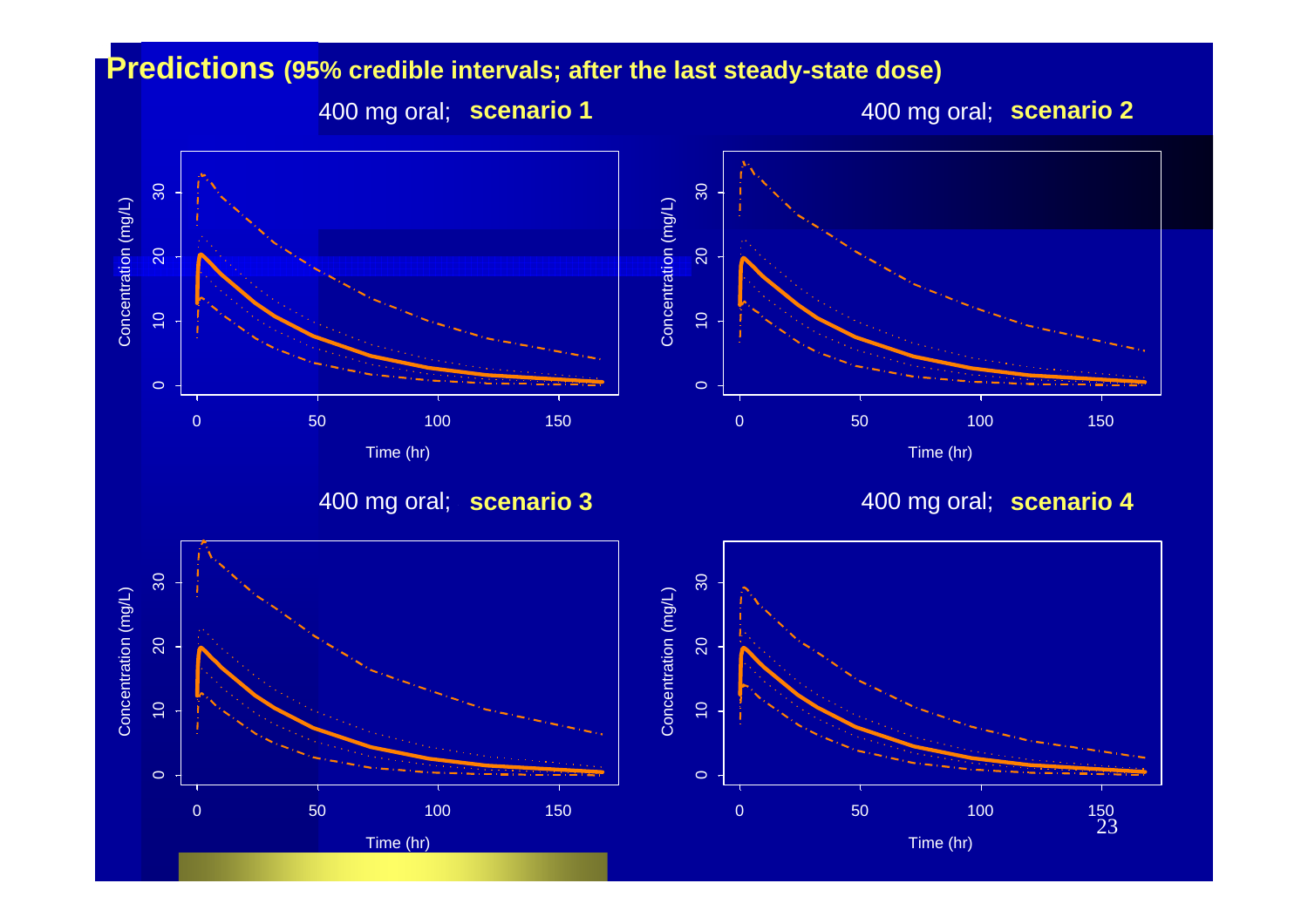# Predictions (95% credible intervals; after the last steady-state dose)

400 mg oral; **scenario 1**

400 mg oral; **scenario 2**

400 mg oral; **scenario 3**

400 mg oral; **scenario 4**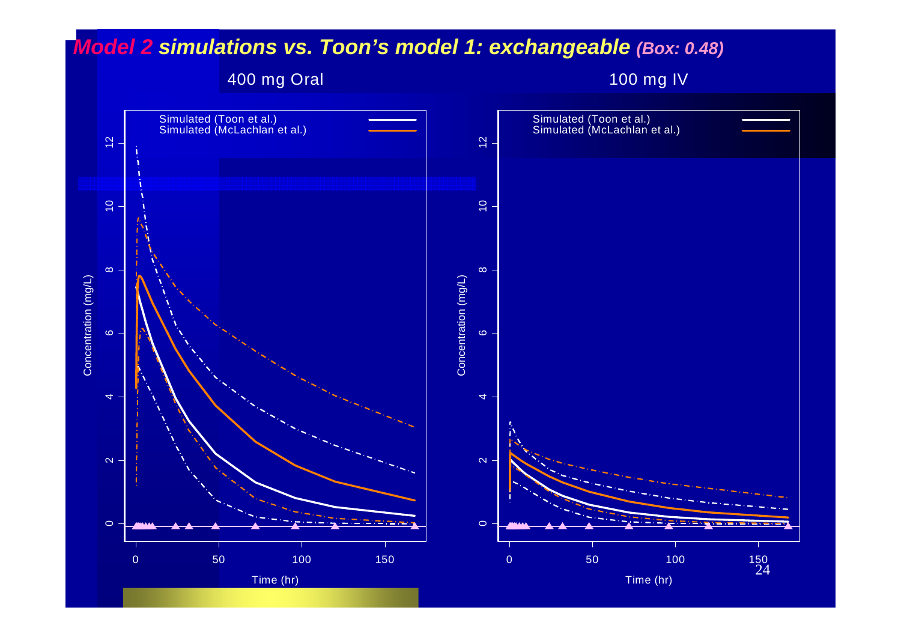# *Model 2* simulations vs. Toon's model 1: exchangeable *(Box: 0.48)*

400 mg Oral

100 mg IV

Simulated (Toon et al.)
Simulated (McLachlan et al.)

Concentration (mg/L)

Time (hr)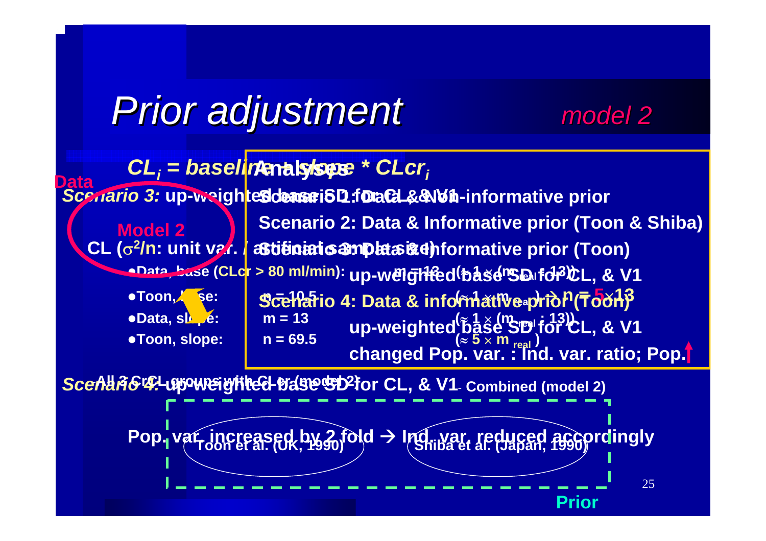# Prior adjustment

*model 2*

$CL_i$ = *baseline + slope \* $CLcr_i$*

**Data**

***Scenario 3:*** **up-weighted base SD for CL & V1**

**Model 2**

**CL ($\sigma^2$/n: unit var. / artificial sample size)**

- **Data, base ($CLcr$ > 80 ml/min):** m = 13
- **Toon, base:** m = 10.5
- **Data, slope:** m = 13
- **Toon, slope:** n = 69.5

**Analyses**

- **Scenario 1: Data & Non-informative prior**
- **Scenario 2: Data & Informative prior (Toon & Shiba)**
- **Scenario 3: Data & Informative prior (Toon)**
  - **up-weighted base SD for CL, & V1** ($\approx 1 \times (m_{real}$ : 13))
- **Scenario 4: Data & informative prior (Toon)** ($\approx 1 \times m_{real}$) → **n = 5×13**
  - **up-weighted base SD for CL, & V1** ($\approx 1 \times (m_{real}$ : 13))
  - **changed Pop. var. : Ind. var. ratio; Pop. ↑** ($\approx 5 \times m_{real}$)

***Scenario 4:*** **up-weighted base SD for CL, & V1**

**All 3 CrCL groups with CLcr (model 2): Combined (model 2)**

**Pop. var. increased by 2 fold → Ind. var. reduced accordingly**

**Toon et al. (UK, 1990)** | **Shiba et al. (Japan, 1990)**

**Prior**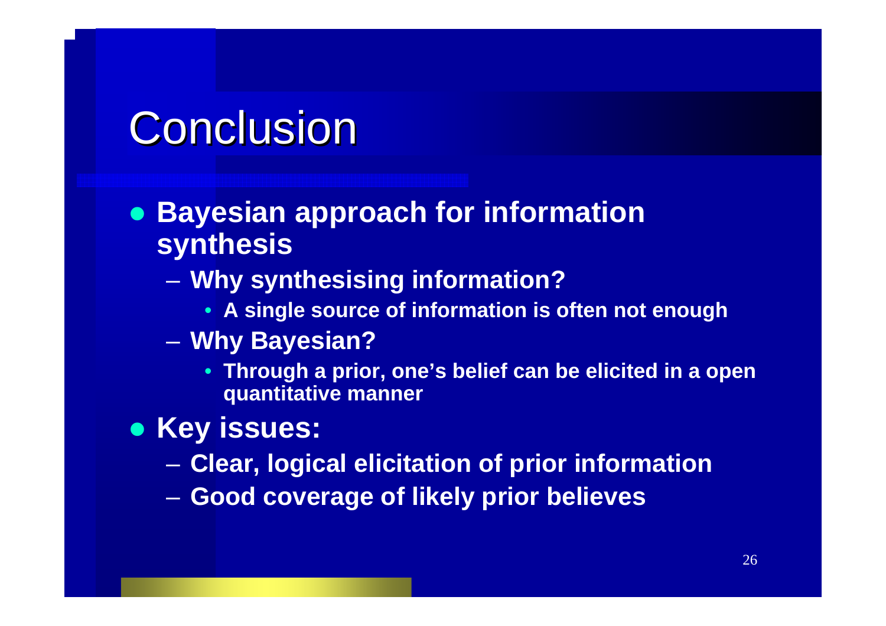# Conclusion

- **Bayesian approach for information synthesis**
  - **Why synthesising information?**
    - **A single source of information is often not enough**
  - **Why Bayesian?**
    - **Through a prior, one's belief can be elicited in a open quantitative manner**
- **Key issues:**
  - **Clear, logical elicitation of prior information**
  - **Good coverage of likely prior believes**